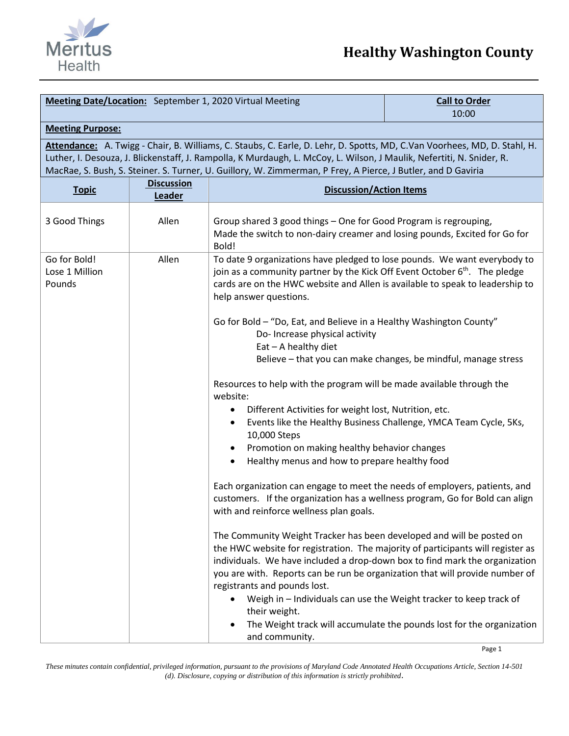# Healthy Washington County

| **Meeting Date/Location:** September 1, 2020 Virtual Meeting | | **Call to Order** 10:00 |
|---|---|---|
| **Meeting Purpose:** | | |
| **Attendance:** A. Twigg - Chair, B. Williams, C. Staubs, C. Earle, D. Lehr, D. Spotts, MD, C.Van Voorhees, MD, D. Stahl, H. Luther, I. Desouza, J. Blickenstaff, J. Rampolla, K Murdaugh, L. McCoy, L. Wilson, J Maulik, Nefertiti, N. Snider, R. MacRae, S. Bush, S. Steiner. S. Turner, U. Guillory, W. Zimmerman, P Frey, A Pierce, J Butler, and D Gaviria | | |

| **Topic** | **Discussion Leader** | **Discussion/Action Items** |
|---|---|---|
| 3 Good Things | Allen | Group shared 3 good things – One for Good Program is regrouping, Made the switch to non-dairy creamer and losing pounds, Excited for Go for Bold! |
| Go for Bold! Lose 1 Million Pounds | Allen | To date 9 organizations have pledged to lose pounds. We want everybody to join as a community partner by the Kick Off Event October 6th. The pledge cards are on the HWC website and Allen is available to speak to leadership to help answer questions.<br><br>Go for Bold – "Do, Eat, and Believe in a Healthy Washington County"<br>Do- Increase physical activity<br>Eat – A healthy diet<br>Believe – that you can make changes, be mindful, manage stress<br><br>Resources to help with the program will be made available through the website:<br>• Different Activities for weight lost, Nutrition, etc.<br>• Events like the Healthy Business Challenge, YMCA Team Cycle, 5Ks, 10,000 Steps<br>• Promotion on making healthy behavior changes<br>• Healthy menus and how to prepare healthy food<br><br>Each organization can engage to meet the needs of employers, patients, and customers. If the organization has a wellness program, Go for Bold can align with and reinforce wellness plan goals.<br><br>The Community Weight Tracker has been developed and will be posted on the HWC website for registration. The majority of participants will register as individuals. We have included a drop-down box to find mark the organization you are with. Reports can be run be organization that will provide number of registrants and pounds lost.<br>• Weigh in – Individuals can use the Weight tracker to keep track of their weight.<br>• The Weight track will accumulate the pounds lost for the organization and community. |

*These minutes contain confidential, privileged information, pursuant to the provisions of Maryland Code Annotated Health Occupations Article, Section 14-501 (d). Disclosure, copying or distribution of this information is strictly prohibited.*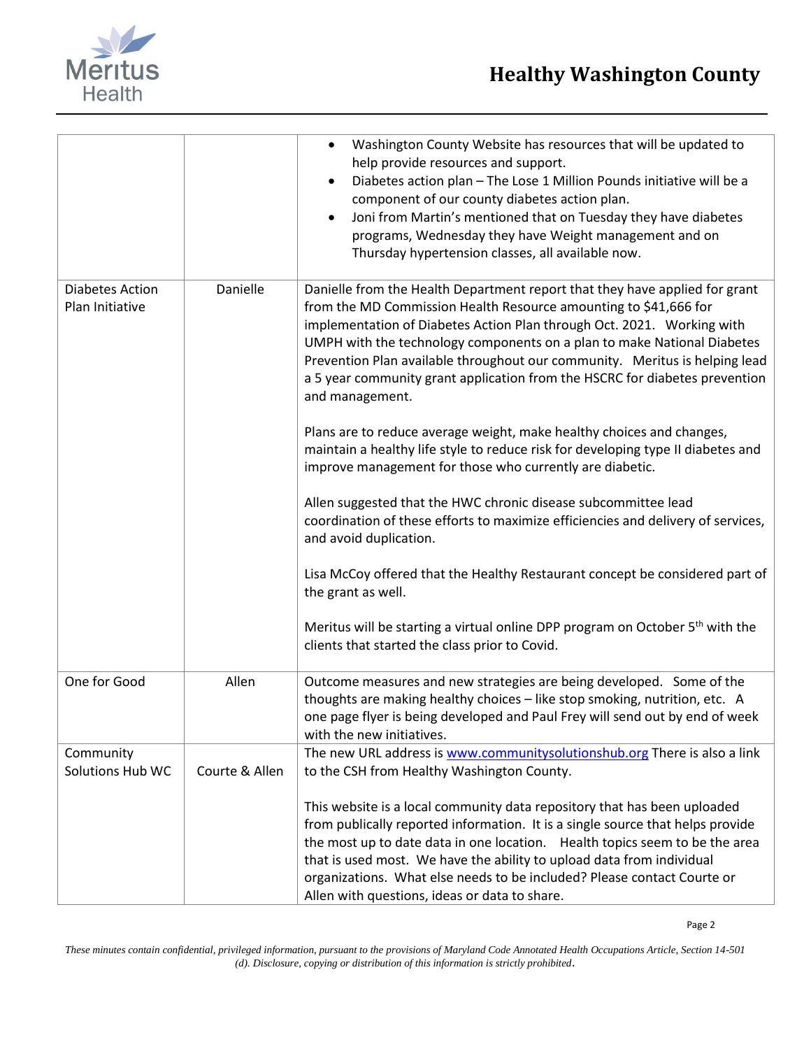| | | |
|---|---|---|
| | | <ul><li>Washington County Website has resources that will be updated to help provide resources and support.</li><li>Diabetes action plan – The Lose 1 Million Pounds initiative will be a component of our county diabetes action plan.</li><li>Joni from Martin's mentioned that on Tuesday they have diabetes programs, Wednesday they have Weight management and on Thursday hypertension classes, all available now.</li></ul> |
| Diabetes Action Plan Initiative | Danielle | Danielle from the Health Department report that they have applied for grant from the MD Commission Health Resource amounting to $41,666 for implementation of Diabetes Action Plan through Oct. 2021. Working with UMPH with the technology components on a plan to make National Diabetes Prevention Plan available throughout our community. Meritus is helping lead a 5 year community grant application from the HSCRC for diabetes prevention and management.<br><br>Plans are to reduce average weight, make healthy choices and changes, maintain a healthy life style to reduce risk for developing type II diabetes and improve management for those who currently are diabetic.<br><br>Allen suggested that the HWC chronic disease subcommittee lead coordination of these efforts to maximize efficiencies and delivery of services, and avoid duplication.<br><br>Lisa McCoy offered that the Healthy Restaurant concept be considered part of the grant as well.<br><br>Meritus will be starting a virtual online DPP program on October 5th with the clients that started the class prior to Covid. |
| One for Good | Allen | Outcome measures and new strategies are being developed. Some of the thoughts are making healthy choices – like stop smoking, nutrition, etc. A one page flyer is being developed and Paul Frey will send out by end of week with the new initiatives. |
| Community Solutions Hub WC | Courte & Allen | The new URL address is www.communitysolutionshub.org There is also a link to the CSH from Healthy Washington County.<br><br>This website is a local community data repository that has been uploaded from publically reported information. It is a single source that helps provide the most up to date data in one location. Health topics seem to be the area that is used most. We have the ability to upload data from individual organizations. What else needs to be included? Please contact Courte or Allen with questions, ideas or data to share. |

*These minutes contain confidential, privileged information, pursuant to the provisions of Maryland Code Annotated Health Occupations Article, Section 14-501 (d). Disclosure, copying or distribution of this information is strictly prohibited.*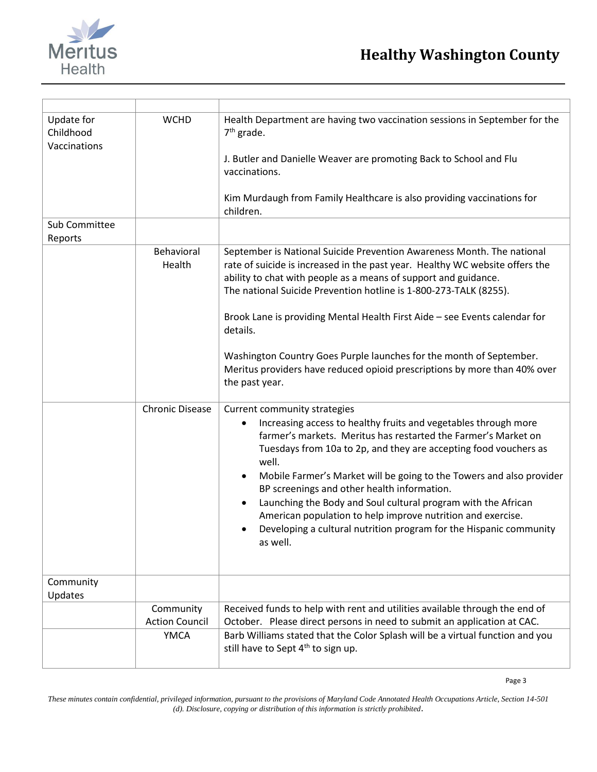| | | |
|---|---|---|
| Update for Childhood Vaccinations | WCHD | Health Department are having two vaccination sessions in September for the 7th grade.<br><br>J. Butler and Danielle Weaver are promoting Back to School and Flu vaccinations.<br><br>Kim Murdaugh from Family Healthcare is also providing vaccinations for children. |
| Sub Committee Reports | | |
| | Behavioral Health | September is National Suicide Prevention Awareness Month. The national rate of suicide is increased in the past year. Healthy WC website offers the ability to chat with people as a means of support and guidance.<br>The national Suicide Prevention hotline is 1-800-273-TALK (8255).<br><br>Brook Lane is providing Mental Health First Aide – see Events calendar for details.<br><br>Washington Country Goes Purple launches for the month of September. Meritus providers have reduced opioid prescriptions by more than 40% over the past year. |
| | Chronic Disease | Current community strategies<br>• Increasing access to healthy fruits and vegetables through more farmer's markets. Meritus has restarted the Farmer's Market on Tuesdays from 10a to 2p, and they are accepting food vouchers as well.<br>• Mobile Farmer's Market will be going to the Towers and also provider BP screenings and other health information.<br>• Launching the Body and Soul cultural program with the African American population to help improve nutrition and exercise.<br>• Developing a cultural nutrition program for the Hispanic community as well. |
| Community Updates | | |
| | Community Action Council | Received funds to help with rent and utilities available through the end of October. Please direct persons in need to submit an application at CAC. |
| | YMCA | Barb Williams stated that the Color Splash will be a virtual function and you still have to Sept 4th to sign up. |

*These minutes contain confidential, privileged information, pursuant to the provisions of Maryland Code Annotated Health Occupations Article, Section 14-501 (d). Disclosure, copying or distribution of this information is strictly prohibited.*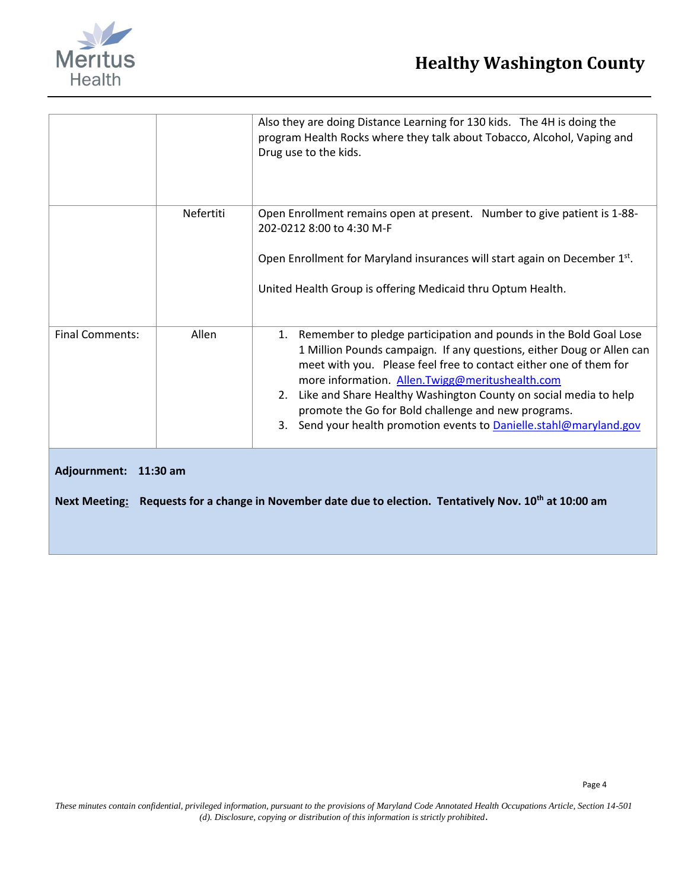| | | |
|---|---|---|
| | | Also they are doing Distance Learning for 130 kids. The 4H is doing the program Health Rocks where they talk about Tobacco, Alcohol, Vaping and Drug use to the kids. |
| | Nefertiti | Open Enrollment remains open at present. Number to give patient is 1-88-202-0212 8:00 to 4:30 M-F<br><br>Open Enrollment for Maryland insurances will start again on December 1st.<br><br>United Health Group is offering Medicaid thru Optum Health. |
| Final Comments: | Allen | 1. Remember to pledge participation and pounds in the Bold Goal Lose 1 Million Pounds campaign. If any questions, either Doug or Allen can meet with you. Please feel free to contact either one of them for more information. Allen.Twigg@meritushealth.com<br>2. Like and Share Healthy Washington County on social media to help promote the Go for Bold challenge and new programs.<br>3. Send your health promotion events to Danielle.stahl@maryland.gov |

**Adjournment: 11:30 am**

**Next Meeting: Requests for a change in November date due to election. Tentatively Nov. 10th at 10:00 am**

*These minutes contain confidential, privileged information, pursuant to the provisions of Maryland Code Annotated Health Occupations Article, Section 14-501 (d). Disclosure, copying or distribution of this information is strictly prohibited.*